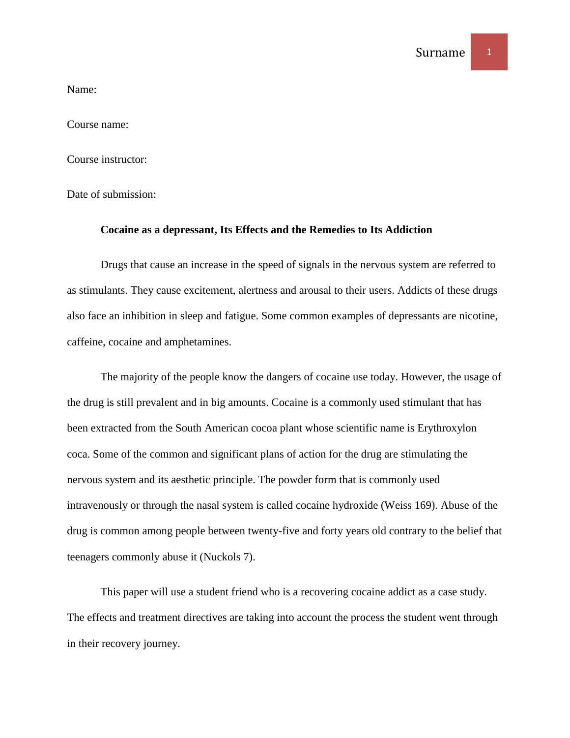Name:

Course name:

Course instructor:

Date of submission:

**Cocaine as a depressant, Its Effects and the Remedies to Its Addiction**

Drugs that cause an increase in the speed of signals in the nervous system are referred to as stimulants. They cause excitement, alertness and arousal to their users. Addicts of these drugs also face an inhibition in sleep and fatigue. Some common examples of depressants are nicotine, caffeine, cocaine and amphetamines.

The majority of the people know the dangers of cocaine use today. However, the usage of the drug is still prevalent and in big amounts. Cocaine is a commonly used stimulant that has been extracted from the South American cocoa plant whose scientific name is Erythroxylon coca. Some of the common and significant plans of action for the drug are stimulating the nervous system and its aesthetic principle. The powder form that is commonly used intravenously or through the nasal system is called cocaine hydroxide (Weiss 169). Abuse of the drug is common among people between twenty-five and forty years old contrary to the belief that teenagers commonly abuse it (Nuckols 7).

This paper will use a student friend who is a recovering cocaine addict as a case study. The effects and treatment directives are taking into account the process the student went through in their recovery journey.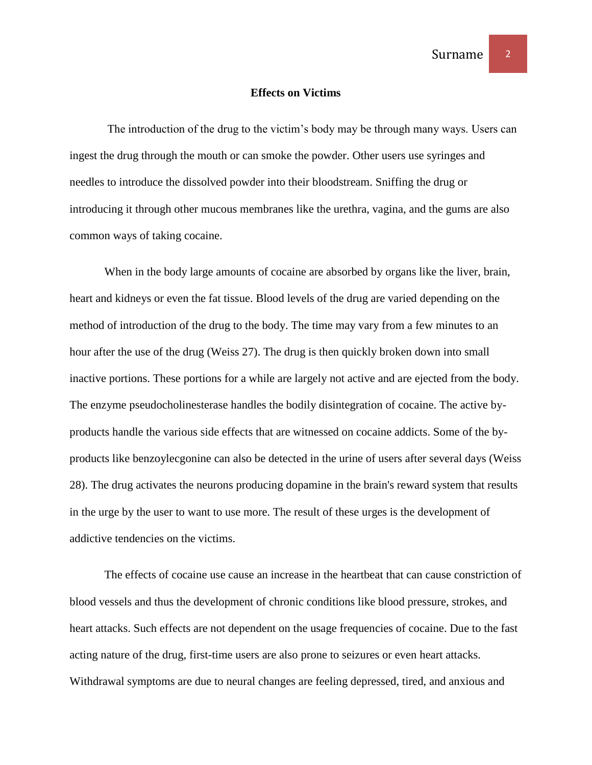## Effects on Victims

The introduction of the drug to the victim's body may be through many ways. Users can ingest the drug through the mouth or can smoke the powder. Other users use syringes and needles to introduce the dissolved powder into their bloodstream. Sniffing the drug or introducing it through other mucous membranes like the urethra, vagina, and the gums are also common ways of taking cocaine.

When in the body large amounts of cocaine are absorbed by organs like the liver, brain, heart and kidneys or even the fat tissue. Blood levels of the drug are varied depending on the method of introduction of the drug to the body. The time may vary from a few minutes to an hour after the use of the drug (Weiss 27). The drug is then quickly broken down into small inactive portions. These portions for a while are largely not active and are ejected from the body. The enzyme pseudocholinesterase handles the bodily disintegration of cocaine. The active by-products handle the various side effects that are witnessed on cocaine addicts. Some of the by-products like benzoylecgonine can also be detected in the urine of users after several days (Weiss 28). The drug activates the neurons producing dopamine in the brain's reward system that results in the urge by the user to want to use more. The result of these urges is the development of addictive tendencies on the victims.

The effects of cocaine use cause an increase in the heartbeat that can cause constriction of blood vessels and thus the development of chronic conditions like blood pressure, strokes, and heart attacks. Such effects are not dependent on the usage frequencies of cocaine. Due to the fast acting nature of the drug, first-time users are also prone to seizures or even heart attacks. Withdrawal symptoms are due to neural changes are feeling depressed, tired, and anxious and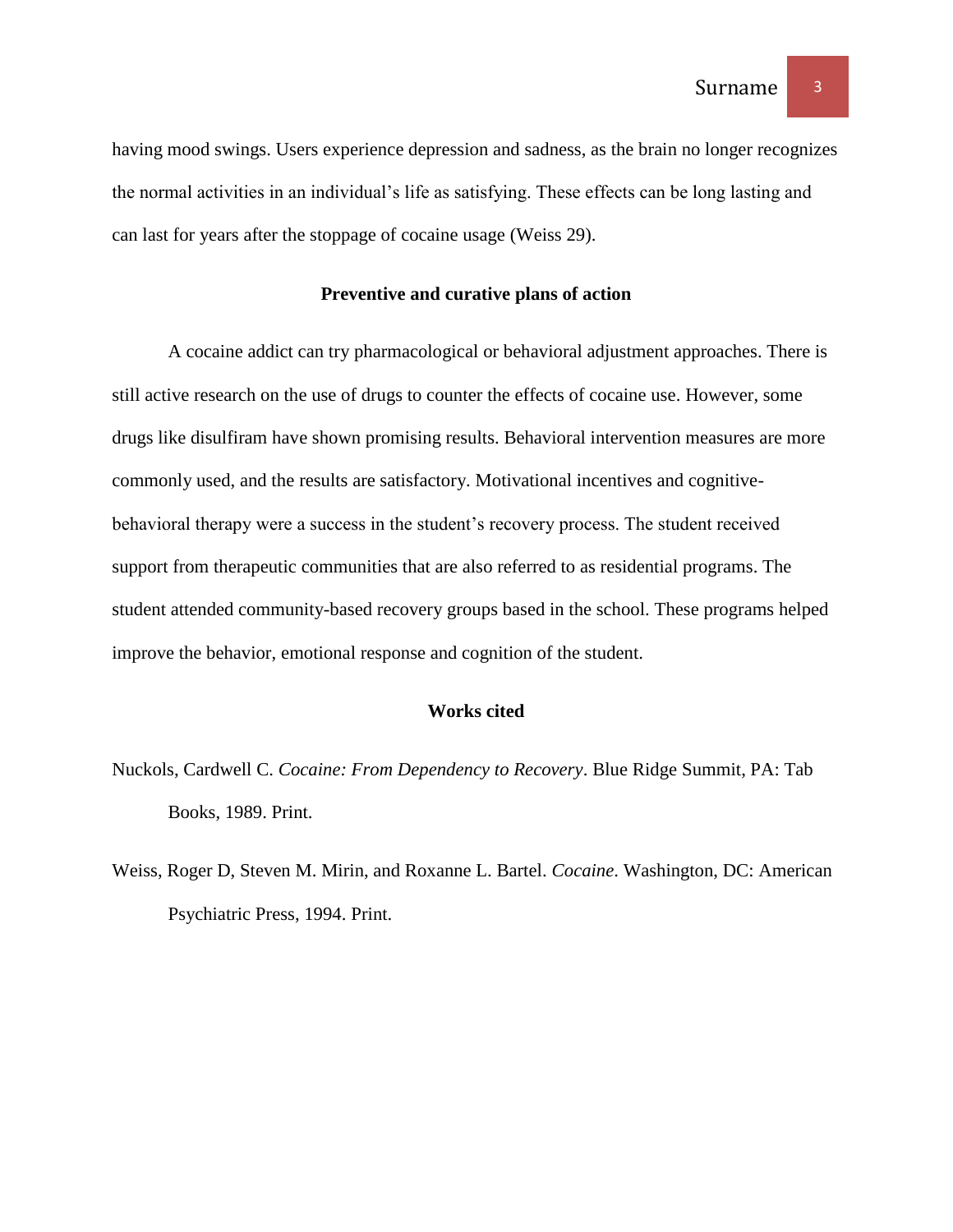having mood swings. Users experience depression and sadness, as the brain no longer recognizes the normal activities in an individual's life as satisfying. These effects can be long lasting and can last for years after the stoppage of cocaine usage (Weiss 29).

## Preventive and curative plans of action

A cocaine addict can try pharmacological or behavioral adjustment approaches. There is still active research on the use of drugs to counter the effects of cocaine use. However, some drugs like disulfiram have shown promising results. Behavioral intervention measures are more commonly used, and the results are satisfactory. Motivational incentives and cognitive-behavioral therapy were a success in the student's recovery process. The student received support from therapeutic communities that are also referred to as residential programs. The student attended community-based recovery groups based in the school. These programs helped improve the behavior, emotional response and cognition of the student.

## Works cited

Nuckols, Cardwell C. *Cocaine: From Dependency to Recovery*. Blue Ridge Summit, PA: Tab Books, 1989. Print.

Weiss, Roger D, Steven M. Mirin, and Roxanne L. Bartel. *Cocaine*. Washington, DC: American Psychiatric Press, 1994. Print.